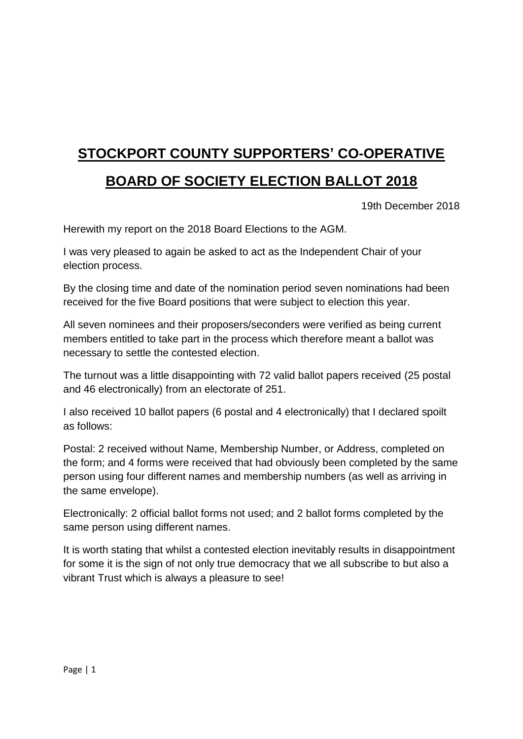# **STOCKPORT COUNTY SUPPORTERS' CO-OPERATIVE**

# **BOARD OF SOCIETY ELECTION BALLOT 2018**

19th December 2018

Herewith my report on the 2018 Board Elections to the AGM.

I was very pleased to again be asked to act as the Independent Chair of your election process.

By the closing time and date of the nomination period seven nominations had been received for the five Board positions that were subject to election this year.

All seven nominees and their proposers/seconders were verified as being current members entitled to take part in the process which therefore meant a ballot was necessary to settle the contested election.

The turnout was a little disappointing with 72 valid ballot papers received (25 postal and 46 electronically) from an electorate of 251.

I also received 10 ballot papers (6 postal and 4 electronically) that I declared spoilt as follows:

Postal: 2 received without Name, Membership Number, or Address, completed on the form; and 4 forms were received that had obviously been completed by the same person using four different names and membership numbers (as well as arriving in the same envelope).

Electronically: 2 official ballot forms not used; and 2 ballot forms completed by the same person using different names.

It is worth stating that whilst a contested election inevitably results in disappointment for some it is the sign of not only true democracy that we all subscribe to but also a vibrant Trust which is always a pleasure to see!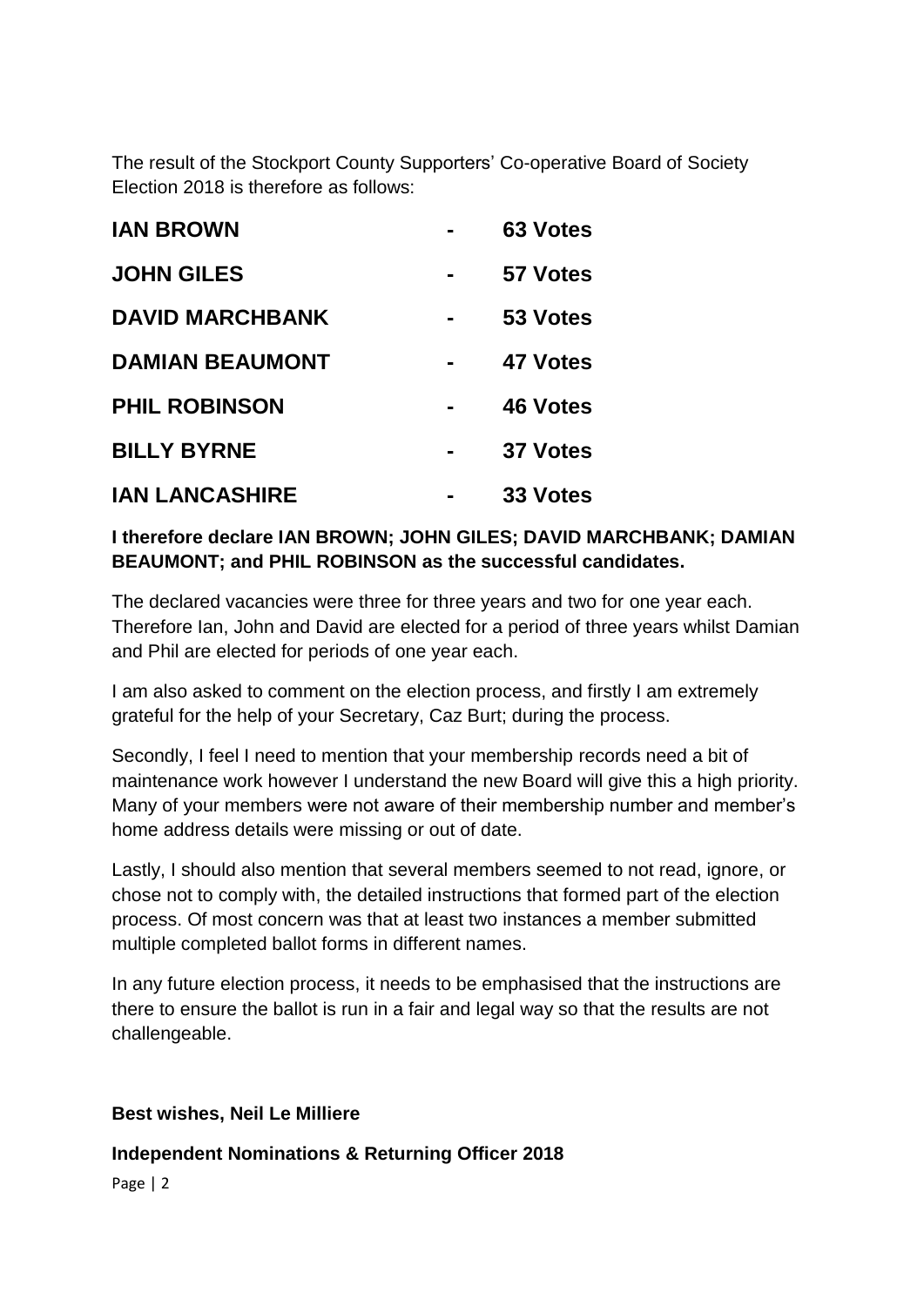The result of the Stockport County Supporters' Co-operative Board of Society Election 2018 is therefore as follows:

| | | |
|---|---|---|
| **IAN BROWN** | **-** | **63 Votes** |
| **JOHN GILES** | **-** | **57 Votes** |
| **DAVID MARCHBANK** | **-** | **53 Votes** |
| **DAMIAN BEAUMONT** | **-** | **47 Votes** |
| **PHIL ROBINSON** | **-** | **46 Votes** |
| **BILLY BYRNE** | **-** | **37 Votes** |
| **IAN LANCASHIRE** | **-** | **33 Votes** |

**I therefore declare IAN BROWN; JOHN GILES; DAVID MARCHBANK; DAMIAN BEAUMONT; and PHIL ROBINSON as the successful candidates.**

The declared vacancies were three for three years and two for one year each. Therefore Ian, John and David are elected for a period of three years whilst Damian and Phil are elected for periods of one year each.

I am also asked to comment on the election process, and firstly I am extremely grateful for the help of your Secretary, Caz Burt; during the process.

Secondly, I feel I need to mention that your membership records need a bit of maintenance work however I understand the new Board will give this a high priority. Many of your members were not aware of their membership number and member's home address details were missing or out of date.

Lastly, I should also mention that several members seemed to not read, ignore, or chose not to comply with, the detailed instructions that formed part of the election process. Of most concern was that at least two instances a member submitted multiple completed ballot forms in different names.

In any future election process, it needs to be emphasised that the instructions are there to ensure the ballot is run in a fair and legal way so that the results are not challengeable.

**Best wishes, Neil Le Milliere**

**Independent Nominations & Returning Officer 2018**